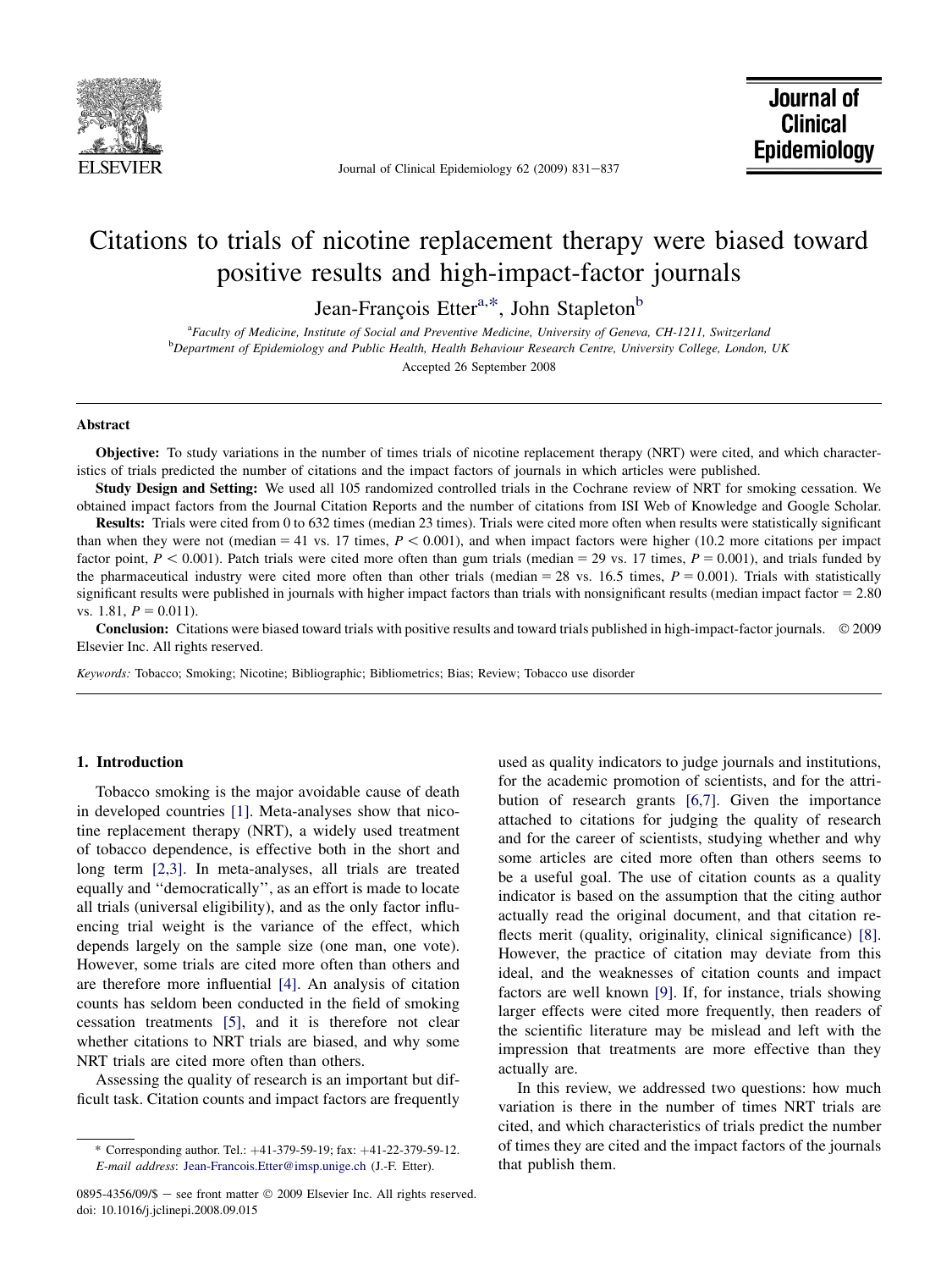# Citations to trials of nicotine replacement therapy were biased toward positive results and high-impact-factor journals

Jean-François Etter[a,*], John Stapleton[b]

[a]Faculty of Medicine, Institute of Social and Preventive Medicine, University of Geneva, CH-1211, Switzerland

[b]Department of Epidemiology and Public Health, Health Behaviour Research Centre, University College, London, UK

Accepted 26 September 2008

## Abstract

**Objective:** To study variations in the number of times trials of nicotine replacement therapy (NRT) were cited, and which characteristics of trials predicted the number of citations and the impact factors of journals in which articles were published.

**Study Design and Setting:** We used all 105 randomized controlled trials in the Cochrane review of NRT for smoking cessation. We obtained impact factors from the Journal Citation Reports and the number of citations from ISI Web of Knowledge and Google Scholar.

**Results:** Trials were cited from 0 to 632 times (median 23 times). Trials were cited more often when results were statistically significant than when they were not (median = 41 vs. 17 times, $P < 0.001$), and when impact factors were higher (10.2 more citations per impact factor point, $P < 0.001$). Patch trials were cited more often than gum trials (median = 29 vs. 17 times, $P = 0.001$), and trials funded by the pharmaceutical industry were cited more often than other trials (median = 28 vs. 16.5 times, $P = 0.001$). Trials with statistically significant results were published in journals with higher impact factors than trials with nonsignificant results (median impact factor = 2.80 vs. 1.81, $P = 0.011$).

**Conclusion:** Citations were biased toward trials with positive results and toward trials published in high-impact-factor journals. © 2009 Elsevier Inc. All rights reserved.

*Keywords:* Tobacco; Smoking; Nicotine; Bibliographic; Bibliometrics; Bias; Review; Tobacco use disorder

## 1. Introduction

Tobacco smoking is the major avoidable cause of death in developed countries [1]. Meta-analyses show that nicotine replacement therapy (NRT), a widely used treatment of tobacco dependence, is effective both in the short and long term [2,3]. In meta-analyses, all trials are treated equally and "democratically", as an effort is made to locate all trials (universal eligibility), and as the only factor influencing trial weight is the variance of the effect, which depends largely on the sample size (one man, one vote). However, some trials are cited more often than others and are therefore more influential [4]. An analysis of citation counts has seldom been conducted in the field of smoking cessation treatments [5], and it is therefore not clear whether citations to NRT trials are biased, and why some NRT trials are cited more often than others.

Assessing the quality of research is an important but difficult task. Citation counts and impact factors are frequently used as quality indicators to judge journals and institutions, for the academic promotion of scientists, and for the attribution of research grants [6,7]. Given the importance attached to citations for judging the quality of research and for the career of scientists, studying whether and why some articles are cited more often than others seems to be a useful goal. The use of citation counts as a quality indicator is based on the assumption that the citing author actually read the original document, and that citation reflects merit (quality, originality, clinical significance) [8]. However, the practice of citation may deviate from this ideal, and the weaknesses of citation counts and impact factors are well known [9]. If, for instance, trials showing larger effects were cited more frequently, then readers of the scientific literature may be mislead and left with the impression that treatments are more effective than they actually are.

In this review, we addressed two questions: how much variation is there in the number of times NRT trials are cited, and which characteristics of trials predict the number of times they are cited and the impact factors of the journals that publish them.

\* Corresponding author. Tel.: +41-379-59-19; fax: +41-22-379-59-12. *E-mail address*: Jean-Francois.Etter@imsp.unige.ch (J.-F. Etter).

0895-4356/09/$ – see front matter © 2009 Elsevier Inc. All rights reserved. doi: 10.1016/j.jclinepi.2008.09.015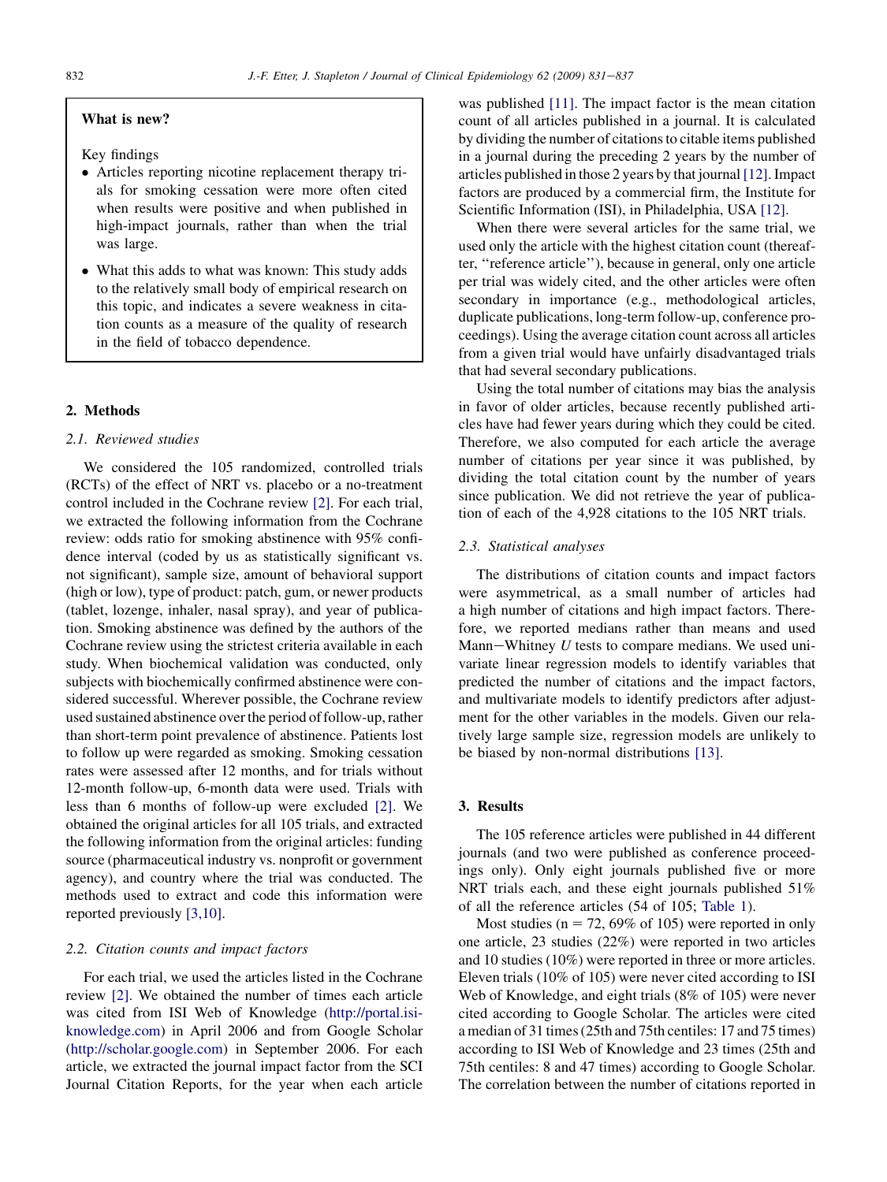**What is new?**

Key findings

- Articles reporting nicotine replacement therapy trials for smoking cessation were more often cited when results were positive and when published in high-impact journals, rather than when the trial was large.
- What this adds to what was known: This study adds to the relatively small body of empirical research on this topic, and indicates a severe weakness in citation counts as a measure of the quality of research in the field of tobacco dependence.

## 2. Methods

### 2.1. Reviewed studies

We considered the 105 randomized, controlled trials (RCTs) of the effect of NRT vs. placebo or a no-treatment control included in the Cochrane review [2]. For each trial, we extracted the following information from the Cochrane review: odds ratio for smoking abstinence with 95% confidence interval (coded by us as statistically significant vs. not significant), sample size, amount of behavioral support (high or low), type of product: patch, gum, or newer products (tablet, lozenge, inhaler, nasal spray), and year of publication. Smoking abstinence was defined by the authors of the Cochrane review using the strictest criteria available in each study. When biochemical validation was conducted, only subjects with biochemically confirmed abstinence were considered successful. Wherever possible, the Cochrane review used sustained abstinence over the period of follow-up, rather than short-term point prevalence of abstinence. Patients lost to follow up were regarded as smoking. Smoking cessation rates were assessed after 12 months, and for trials without 12-month follow-up, 6-month data were used. Trials with less than 6 months of follow-up were excluded [2]. We obtained the original articles for all 105 trials, and extracted the following information from the original articles: funding source (pharmaceutical industry vs. nonprofit or government agency), and country where the trial was conducted. The methods used to extract and code this information were reported previously [3,10].

### 2.2. Citation counts and impact factors

For each trial, we used the articles listed in the Cochrane review [2]. We obtained the number of times each article was cited from ISI Web of Knowledge (http://portal.isiknowledge.com) in April 2006 and from Google Scholar (http://scholar.google.com) in September 2006. For each article, we extracted the journal impact factor from the SCI Journal Citation Reports, for the year when each article was published [11]. The impact factor is the mean citation count of all articles published in a journal. It is calculated by dividing the number of citations to citable items published in a journal during the preceding 2 years by the number of articles published in those 2 years by that journal [12]. Impact factors are produced by a commercial firm, the Institute for Scientific Information (ISI), in Philadelphia, USA [12].

When there were several articles for the same trial, we used only the article with the highest citation count (thereafter, "reference article"), because in general, only one article per trial was widely cited, and the other articles were often secondary in importance (e.g., methodological articles, duplicate publications, long-term follow-up, conference proceedings). Using the average citation count across all articles from a given trial would have unfairly disadvantaged trials that had several secondary publications.

Using the total number of citations may bias the analysis in favor of older articles, because recently published articles have had fewer years during which they could be cited. Therefore, we also computed for each article the average number of citations per year since it was published, by dividing the total citation count by the number of years since publication. We did not retrieve the year of publication of each of the 4,928 citations to the 105 NRT trials.

### 2.3. Statistical analyses

The distributions of citation counts and impact factors were asymmetrical, as a small number of articles had a high number of citations and high impact factors. Therefore, we reported medians rather than means and used Mann−Whitney *U* tests to compare medians. We used univariate linear regression models to identify variables that predicted the number of citations and the impact factors, and multivariate models to identify predictors after adjustment for the other variables in the models. Given our relatively large sample size, regression models are unlikely to be biased by non-normal distributions [13].

## 3. Results

The 105 reference articles were published in 44 different journals (and two were published as conference proceedings only). Only eight journals published five or more NRT trials each, and these eight journals published 51% of all the reference articles (54 of 105; Table 1).

Most studies ($n = 72$, 69% of 105) were reported in only one article, 23 studies (22%) were reported in two articles and 10 studies (10%) were reported in three or more articles. Eleven trials (10% of 105) were never cited according to ISI Web of Knowledge, and eight trials (8% of 105) were never cited according to Google Scholar. The articles were cited a median of 31 times (25th and 75th centiles: 17 and 75 times) according to ISI Web of Knowledge and 23 times (25th and 75th centiles: 8 and 47 times) according to Google Scholar. The correlation between the number of citations reported in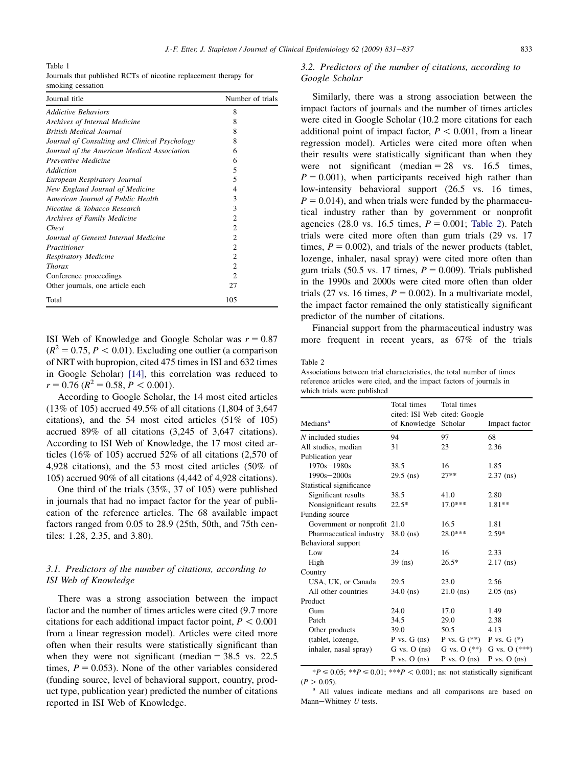Table 1
Journals that published RCTs of nicotine replacement therapy for smoking cessation

| Journal title | Number of trials |
|---|---|
| *Addictive Behaviors* | 8 |
| *Archives of Internal Medicine* | 8 |
| *British Medical Journal* | 8 |
| *Journal of Consulting and Clinical Psychology* | 8 |
| *Journal of the American Medical Association* | 6 |
| *Preventive Medicine* | 6 |
| *Addiction* | 5 |
| *European Respiratory Journal* | 5 |
| *New England Journal of Medicine* | 4 |
| *American Journal of Public Health* | 3 |
| *Nicotine & Tobacco Research* | 3 |
| *Archives of Family Medicine* | 2 |
| *Chest* | 2 |
| *Journal of General Internal Medicine* | 2 |
| *Practitioner* | 2 |
| *Respiratory Medicine* | 2 |
| *Thorax* | 2 |
| Conference proceedings | 2 |
| Other journals, one article each | 27 |
| Total | 105 |

ISI Web of Knowledge and Google Scholar was $r = 0.87$ ($R^2 = 0.75$, $P < 0.01$). Excluding one outlier (a comparison of NRT with bupropion, cited 475 times in ISI and 632 times in Google Scholar) [14], this correlation was reduced to $r = 0.76$ ($R^2 = 0.58$, $P < 0.001$).

According to Google Scholar, the 14 most cited articles (13% of 105) accrued 49.5% of all citations (1,804 of 3,647 citations), and the 54 most cited articles (51% of 105) accrued 89% of all citations (3,245 of 3,647 citations). According to ISI Web of Knowledge, the 17 most cited articles (16% of 105) accrued 52% of all citations (2,570 of 4,928 citations), and the 53 most cited articles (50% of 105) accrued 90% of all citations (4,442 of 4,928 citations).

One third of the trials (35%, 37 of 105) were published in journals that had no impact factor for the year of publication of the reference articles. The 68 available impact factors ranged from 0.05 to 28.9 (25th, 50th, and 75th centiles: 1.28, 2.35, and 3.80).

### 3.1. Predictors of the number of citations, according to ISI Web of Knowledge

There was a strong association between the impact factor and the number of times articles were cited (9.7 more citations for each additional impact factor point, $P < 0.001$ from a linear regression model). Articles were cited more often when their results were statistically significant than when they were not significant (median = 38.5 vs. 22.5 times, $P = 0.053$). None of the other variables considered (funding source, level of behavioral support, country, product type, publication year) predicted the number of citations reported in ISI Web of Knowledge.

### 3.2. Predictors of the number of citations, according to Google Scholar

Similarly, there was a strong association between the impact factors of journals and the number of times articles were cited in Google Scholar (10.2 more citations for each additional point of impact factor, $P < 0.001$, from a linear regression model). Articles were cited more often when their results were statistically significant than when they were not significant (median = 28 vs. 16.5 times, $P = 0.001$), when participants received high rather than low-intensity behavioral support (26.5 vs. 16 times, $P = 0.014$), and when trials were funded by the pharmaceutical industry rather than by government or nonprofit agencies (28.0 vs. 16.5 times, $P = 0.001$; Table 2). Patch trials were cited more often than gum trials (29 vs. 17 times, $P = 0.002$), and trials of the newer products (tablet, lozenge, inhaler, nasal spray) were cited more often than gum trials (50.5 vs. 17 times, $P = 0.009$). Trials published in the 1990s and 2000s were cited more often than older trials (27 vs. 16 times, $P = 0.002$). In a multivariate model, the impact factor remained the only statistically significant predictor of the number of citations.

Financial support from the pharmaceutical industry was more frequent in recent years, as 67% of the trials

Table 2
Associations between trial characteristics, the total number of times reference articles were cited, and the impact factors of journals in which trials were published

| Medians[a] | Total times cited: ISI Web of Knowledge | Total times cited: Google Scholar | Impact factor |
|---|---|---|---|
| *N* included studies | 94 | 97 | 68 |
| All studies, median | 31 | 23 | 2.36 |
| Publication year | | | |
| 1970s–1980s | 38.5 | 16 | 1.85 |
| 1990s–2000s | 29.5 (ns) | 27** | 2.37 (ns) |
| Statistical significance | | | |
| Significant results | 38.5 | 41.0 | 2.80 |
| Nonsignificant results | 22.5* | 17.0*** | 1.81** |
| Funding source | | | |
| Government or nonprofit | 21.0 | 16.5 | 1.81 |
| Pharmaceutical industry | 38.0 (ns) | 28.0*** | 2.59* |
| Behavioral support | | | |
| Low | 24 | 16 | 2.33 |
| High | 39 (ns) | 26.5* | 2.17 (ns) |
| Country | | | |
| USA, UK, or Canada | 29.5 | 23.0 | 2.56 |
| All other countries | 34.0 (ns) | 21.0 (ns) | 2.05 (ns) |
| Product | | | |
| Gum | 24.0 | 17.0 | 1.49 |
| Patch | 34.5 | 29.0 | 2.38 |
| Other products | 39.0 | 50.5 | 4.13 |
| (tablet, lozenge, | P vs. G (ns) | P vs. G (**) | P vs. G (*) |
| inhaler, nasal spray) | G vs. O (ns) | G vs. O (**) | G vs. O (***) |
| | P vs. O (ns) | P vs. O (ns) | P vs. O (ns) |

*$P \leq 0.05$; **$P \leq 0.01$; ***$P < 0.001$; ns: not statistically significant ($P > 0.05$).

[a] All values indicate medians and all comparisons are based on Mann–Whitney *U* tests.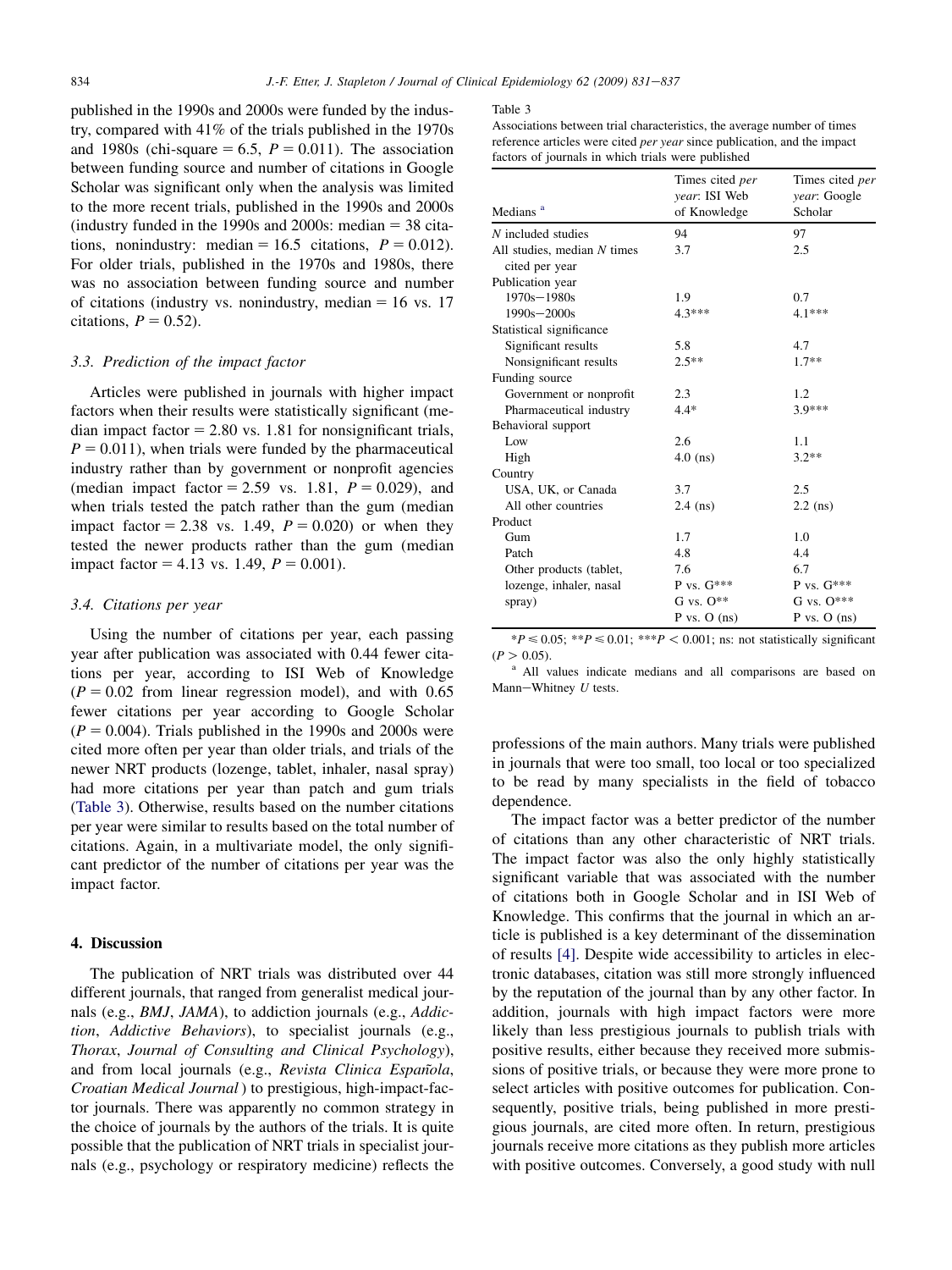published in the 1990s and 2000s were funded by the industry, compared with 41% of the trials published in the 1970s and 1980s (chi-square = 6.5, $P = 0.011$). The association between funding source and number of citations in Google Scholar was significant only when the analysis was limited to the more recent trials, published in the 1990s and 2000s (industry funded in the 1990s and 2000s: median = 38 citations, nonindustry: median = 16.5 citations, $P = 0.012$). For older trials, published in the 1970s and 1980s, there was no association between funding source and number of citations (industry vs. nonindustry, median = 16 vs. 17 citations, $P = 0.52$).

### 3.3. Prediction of the impact factor

Articles were published in journals with higher impact factors when their results were statistically significant (median impact factor = 2.80 vs. 1.81 for nonsignificant trials, $P = 0.011$), when trials were funded by the pharmaceutical industry rather than by government or nonprofit agencies (median impact factor = 2.59 vs. 1.81, $P = 0.029$), and when trials tested the patch rather than the gum (median impact factor = 2.38 vs. 1.49, $P = 0.020$) or when they tested the newer products rather than the gum (median impact factor = 4.13 vs. 1.49, $P = 0.001$).

### 3.4. Citations per year

Using the number of citations per year, each passing year after publication was associated with 0.44 fewer citations per year, according to ISI Web of Knowledge ($P = 0.02$ from linear regression model), and with 0.65 fewer citations per year according to Google Scholar ($P = 0.004$). Trials published in the 1990s and 2000s were cited more often per year than older trials, and trials of the newer NRT products (lozenge, tablet, inhaler, nasal spray) had more citations per year than patch and gum trials (Table 3). Otherwise, results based on the number citations per year were similar to results based on the total number of citations. Again, in a multivariate model, the only significant predictor of the number of citations per year was the impact factor.

Table 3
Associations between trial characteristics, the average number of times reference articles were cited *per year* since publication, and the impact factors of journals in which trials were published

| Medians [a] | Times cited *per year*: ISI Web of Knowledge | Times cited *per year*: Google Scholar |
|---|---|---|
| *N* included studies | 94 | 97 |
| All studies, median *N* times cited per year | 3.7 | 2.5 |
| Publication year | | |
| 1970s–1980s | 1.9 | 0.7 |
| 1990s–2000s | 4.3*** | 4.1*** |
| Statistical significance | | |
| Significant results | 5.8 | 4.7 |
| Nonsignificant results | 2.5** | 1.7** |
| Funding source | | |
| Government or nonprofit | 2.3 | 1.2 |
| Pharmaceutical industry | 4.4* | 3.9*** |
| Behavioral support | | |
| Low | 2.6 | 1.1 |
| High | 4.0 (ns) | 3.2** |
| Country | | |
| USA, UK, or Canada | 3.7 | 2.5 |
| All other countries | 2.4 (ns) | 2.2 (ns) |
| Product | | |
| Gum | 1.7 | 1.0 |
| Patch | 4.8 | 4.4 |
| Other products (tablet, lozenge, inhaler, nasal spray) | 7.6<br>P vs. G***<br>G vs. O**<br>P vs. O (ns) | 6.7<br>P vs. G***<br>G vs. O***<br>P vs. O (ns) |

*$P \leq 0.05$; **$P \leq 0.01$; ***$P < 0.001$; ns: not statistically significant ($P > 0.05$).

[a] All values indicate medians and all comparisons are based on Mann–Whitney *U* tests.

## 4. Discussion

The publication of NRT trials was distributed over 44 different journals, that ranged from generalist medical journals (e.g., *BMJ*, *JAMA*), to addiction journals (e.g., *Addiction*, *Addictive Behaviors*), to specialist journals (e.g., *Thorax*, *Journal of Consulting and Clinical Psychology*), and from local journals (e.g., *Revista Clinica Española*, *Croatian Medical Journal*) to prestigious, high-impact-factor journals. There was apparently no common strategy in the choice of journals by the authors of the trials. It is quite possible that the publication of NRT trials in specialist journals (e.g., psychology or respiratory medicine) reflects the professions of the main authors. Many trials were published in journals that were too small, too local or too specialized to be read by many specialists in the field of tobacco dependence.

The impact factor was a better predictor of the number of citations than any other characteristic of NRT trials. The impact factor was also the only highly statistically significant variable that was associated with the number of citations both in Google Scholar and in ISI Web of Knowledge. This confirms that the journal in which an article is published is a key determinant of the dissemination of results [4]. Despite wide accessibility to articles in electronic databases, citation was still more strongly influenced by the reputation of the journal than by any other factor. In addition, journals with high impact factors were more likely than less prestigious journals to publish trials with positive results, either because they received more submissions of positive trials, or because they were more prone to select articles with positive outcomes for publication. Consequently, positive trials, being published in more prestigious journals, are cited more often. In return, prestigious journals receive more citations as they publish more articles with positive outcomes. Conversely, a good study with null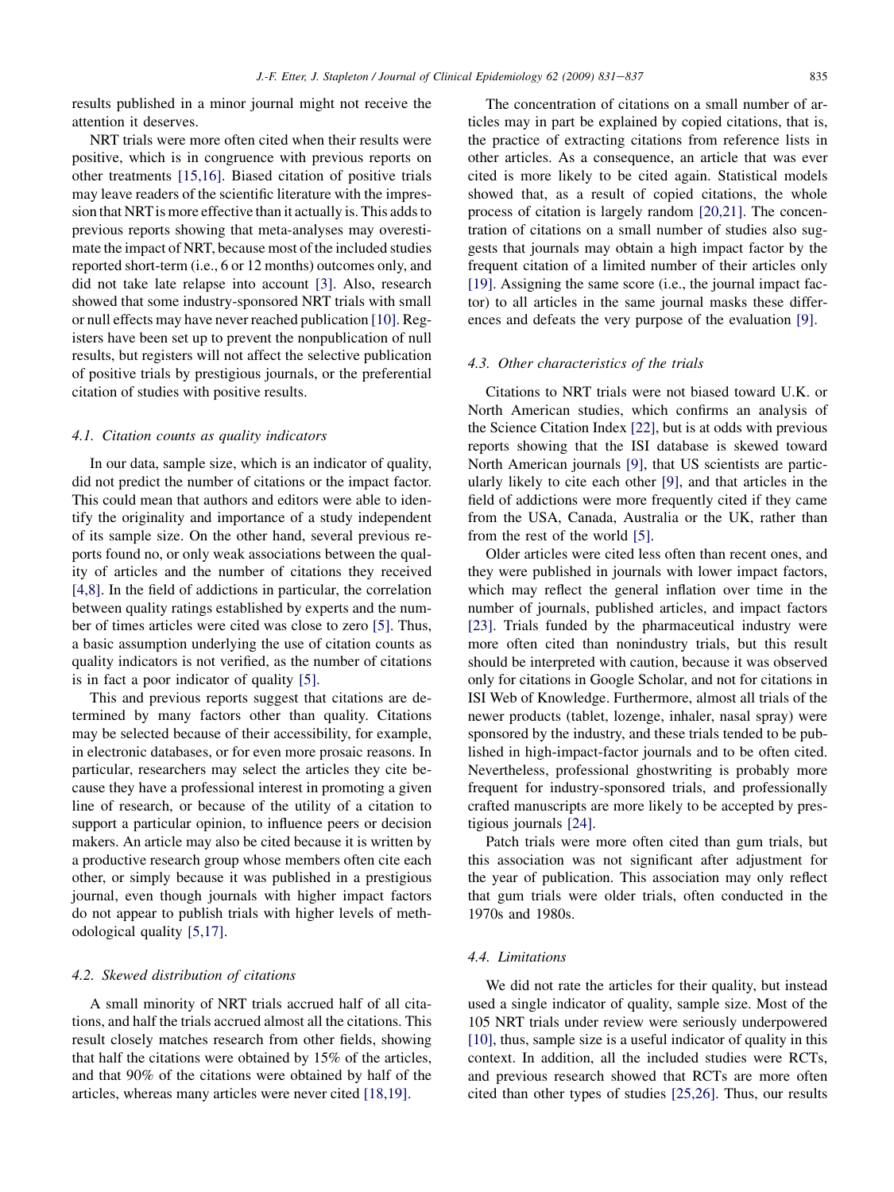results published in a minor journal might not receive the attention it deserves.

NRT trials were more often cited when their results were positive, which is in congruence with previous reports on other treatments [15,16]. Biased citation of positive trials may leave readers of the scientific literature with the impression that NRT is more effective than it actually is. This adds to previous reports showing that meta-analyses may overestimate the impact of NRT, because most of the included studies reported short-term (i.e., 6 or 12 months) outcomes only, and did not take late relapse into account [3]. Also, research showed that some industry-sponsored NRT trials with small or null effects may have never reached publication [10]. Registers have been set up to prevent the nonpublication of null results, but registers will not affect the selective publication of positive trials by prestigious journals, or the preferential citation of studies with positive results.

### 4.1. Citation counts as quality indicators

In our data, sample size, which is an indicator of quality, did not predict the number of citations or the impact factor. This could mean that authors and editors were able to identify the originality and importance of a study independent of its sample size. On the other hand, several previous reports found no, or only weak associations between the quality of articles and the number of citations they received [4,8]. In the field of addictions in particular, the correlation between quality ratings established by experts and the number of times articles were cited was close to zero [5]. Thus, a basic assumption underlying the use of citation counts as quality indicators is not verified, as the number of citations is in fact a poor indicator of quality [5].

This and previous reports suggest that citations are determined by many factors other than quality. Citations may be selected because of their accessibility, for example, in electronic databases, or for even more prosaic reasons. In particular, researchers may select the articles they cite because they have a professional interest in promoting a given line of research, or because of the utility of a citation to support a particular opinion, to influence peers or decision makers. An article may also be cited because it is written by a productive research group whose members often cite each other, or simply because it was published in a prestigious journal, even though journals with higher impact factors do not appear to publish trials with higher levels of methodological quality [5,17].

### 4.2. Skewed distribution of citations

A small minority of NRT trials accrued half of all citations, and half the trials accrued almost all the citations. This result closely matches research from other fields, showing that half the citations were obtained by 15% of the articles, and that 90% of the citations were obtained by half of the articles, whereas many articles were never cited [18,19].

The concentration of citations on a small number of articles may in part be explained by copied citations, that is, the practice of extracting citations from reference lists in other articles. As a consequence, an article that was ever cited is more likely to be cited again. Statistical models showed that, as a result of copied citations, the whole process of citation is largely random [20,21]. The concentration of citations on a small number of studies also suggests that journals may obtain a high impact factor by the frequent citation of a limited number of their articles only [19]. Assigning the same score (i.e., the journal impact factor) to all articles in the same journal masks these differences and defeats the very purpose of the evaluation [9].

### 4.3. Other characteristics of the trials

Citations to NRT trials were not biased toward U.K. or North American studies, which confirms an analysis of the Science Citation Index [22], but is at odds with previous reports showing that the ISI database is skewed toward North American journals [9], that US scientists are particularly likely to cite each other [9], and that articles in the field of addictions were more frequently cited if they came from the USA, Canada, Australia or the UK, rather than from the rest of the world [5].

Older articles were cited less often than recent ones, and they were published in journals with lower impact factors, which may reflect the general inflation over time in the number of journals, published articles, and impact factors [23]. Trials funded by the pharmaceutical industry were more often cited than nonindustry trials, but this result should be interpreted with caution, because it was observed only for citations in Google Scholar, and not for citations in ISI Web of Knowledge. Furthermore, almost all trials of the newer products (tablet, lozenge, inhaler, nasal spray) were sponsored by the industry, and these trials tended to be published in high-impact-factor journals and to be often cited. Nevertheless, professional ghostwriting is probably more frequent for industry-sponsored trials, and professionally crafted manuscripts are more likely to be accepted by prestigious journals [24].

Patch trials were more often cited than gum trials, but this association was not significant after adjustment for the year of publication. This association may only reflect that gum trials were older trials, often conducted in the 1970s and 1980s.

### 4.4. Limitations

We did not rate the articles for their quality, but instead used a single indicator of quality, sample size. Most of the 105 NRT trials under review were seriously underpowered [10], thus, sample size is a useful indicator of quality in this context. In addition, all the included studies were RCTs, and previous research showed that RCTs are more often cited than other types of studies [25,26]. Thus, our results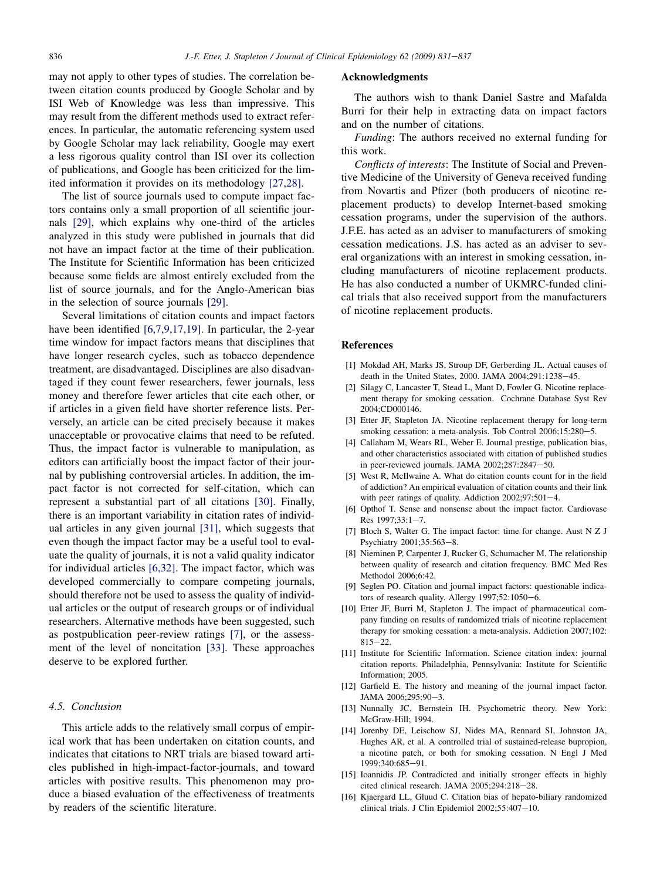may not apply to other types of studies. The correlation between citation counts produced by Google Scholar and by ISI Web of Knowledge was less than impressive. This may result from the different methods used to extract references. In particular, the automatic referencing system used by Google Scholar may lack reliability, Google may exert a less rigorous quality control than ISI over its collection of publications, and Google has been criticized for the limited information it provides on its methodology [27,28].

The list of source journals used to compute impact factors contains only a small proportion of all scientific journals [29], which explains why one-third of the articles analyzed in this study were published in journals that did not have an impact factor at the time of their publication. The Institute for Scientific Information has been criticized because some fields are almost entirely excluded from the list of source journals, and for the Anglo-American bias in the selection of source journals [29].

Several limitations of citation counts and impact factors have been identified [6,7,9,17,19]. In particular, the 2-year time window for impact factors means that disciplines that have longer research cycles, such as tobacco dependence treatment, are disadvantaged. Disciplines are also disadvantaged if they count fewer researchers, fewer journals, less money and therefore fewer articles that cite each other, or if articles in a given field have shorter reference lists. Perversely, an article can be cited precisely because it makes unacceptable or provocative claims that need to be refuted. Thus, the impact factor is vulnerable to manipulation, as editors can artificially boost the impact factor of their journal by publishing controversial articles. In addition, the impact factor is not corrected for self-citation, which can represent a substantial part of all citations [30]. Finally, there is an important variability in citation rates of individual articles in any given journal [31], which suggests that even though the impact factor may be a useful tool to evaluate the quality of journals, it is not a valid quality indicator for individual articles [6,32]. The impact factor, which was developed commercially to compare competing journals, should therefore not be used to assess the quality of individual articles or the output of research groups or of individual researchers. Alternative methods have been suggested, such as postpublication peer-review ratings [7], or the assessment of the level of noncitation [33]. These approaches deserve to be explored further.

### 4.5. Conclusion

This article adds to the relatively small corpus of empirical work that has been undertaken on citation counts, and indicates that citations to NRT trials are biased toward articles published in high-impact-factor-journals, and toward articles with positive results. This phenomenon may produce a biased evaluation of the effectiveness of treatments by readers of the scientific literature.

## Acknowledgments

The authors wish to thank Daniel Sastre and Mafalda Burri for their help in extracting data on impact factors and on the number of citations.

*Funding*: The authors received no external funding for this work.

*Conflicts of interests*: The Institute of Social and Preventive Medicine of the University of Geneva received funding from Novartis and Pfizer (both producers of nicotine replacement products) to develop Internet-based smoking cessation programs, under the supervision of the authors. J.F.E. has acted as an adviser to manufacturers of smoking cessation medications. J.S. has acted as an adviser to several organizations with an interest in smoking cessation, including manufacturers of nicotine replacement products. He has also conducted a number of UKMRC-funded clinical trials that also received support from the manufacturers of nicotine replacement products.

## References

[1] Mokdad AH, Marks JS, Stroup DF, Gerberding JL. Actual causes of death in the United States, 2000. JAMA 2004;291:1238–45.

[2] Silagy C, Lancaster T, Stead L, Mant D, Fowler G. Nicotine replacement therapy for smoking cessation. Cochrane Database Syst Rev 2004;CD000146.

[3] Etter JF, Stapleton JA. Nicotine replacement therapy for long-term smoking cessation: a meta-analysis. Tob Control 2006;15:280–5.

[4] Callaham M, Wears RL, Weber E. Journal prestige, publication bias, and other characteristics associated with citation of published studies in peer-reviewed journals. JAMA 2002;287:2847–50.

[5] West R, McIlwaine A. What do citation counts count for in the field of addiction? An empirical evaluation of citation counts and their link with peer ratings of quality. Addiction 2002;97:501–4.

[6] Opthof T. Sense and nonsense about the impact factor. Cardiovasc Res 1997;33:1–7.

[7] Bloch S, Walter G. The impact factor: time for change. Aust N Z J Psychiatry 2001;35:563–8.

[8] Nieminen P, Carpenter J, Rucker G, Schumacher M. The relationship between quality of research and citation frequency. BMC Med Res Methodol 2006;6:42.

[9] Seglen PO. Citation and journal impact factors: questionable indicators of research quality. Allergy 1997;52:1050–6.

[10] Etter JF, Burri M, Stapleton J. The impact of pharmaceutical company funding on results of randomized trials of nicotine replacement therapy for smoking cessation: a meta-analysis. Addiction 2007;102: 815–22.

[11] Institute for Scientific Information. Science citation index: journal citation reports. Philadelphia, Pennsylvania: Institute for Scientific Information; 2005.

[12] Garfield E. The history and meaning of the journal impact factor. JAMA 2006;295:90–3.

[13] Nunnally JC, Bernstein IH. Psychometric theory. New York: McGraw-Hill; 1994.

[14] Jorenby DE, Leischow SJ, Nides MA, Rennard SI, Johnston JA, Hughes AR, et al. A controlled trial of sustained-release bupropion, a nicotine patch, or both for smoking cessation. N Engl J Med 1999;340:685–91.

[15] Ioannidis JP. Contradicted and initially stronger effects in highly cited clinical research. JAMA 2005;294:218–28.

[16] Kjaergard LL, Gluud C. Citation bias of hepato-biliary randomized clinical trials. J Clin Epidemiol 2002;55:407–10.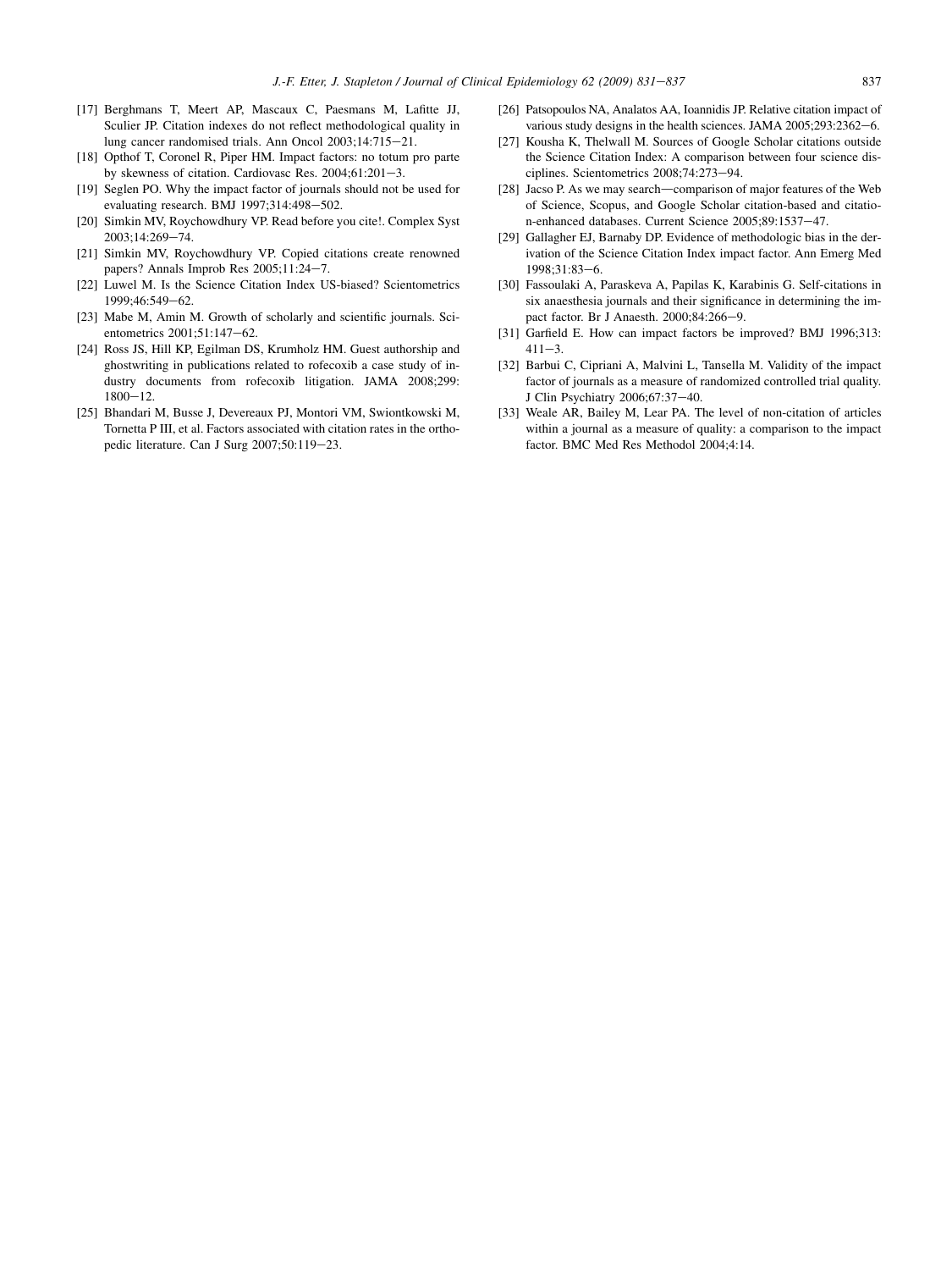[17] Berghmans T, Meert AP, Mascaux C, Paesmans M, Lafitte JJ, Sculier JP. Citation indexes do not reflect methodological quality in lung cancer randomised trials. Ann Oncol 2003;14:715−21.

[18] Opthof T, Coronel R, Piper HM. Impact factors: no totum pro parte by skewness of citation. Cardiovasc Res. 2004;61:201−3.

[19] Seglen PO. Why the impact factor of journals should not be used for evaluating research. BMJ 1997;314:498−502.

[20] Simkin MV, Roychowdhury VP. Read before you cite!. Complex Syst 2003;14:269−74.

[21] Simkin MV, Roychowdhury VP. Copied citations create renowned papers? Annals Improb Res 2005;11:24−7.

[22] Luwel M. Is the Science Citation Index US-biased? Scientometrics 1999;46:549−62.

[23] Mabe M, Amin M. Growth of scholarly and scientific journals. Scientometrics 2001;51:147−62.

[24] Ross JS, Hill KP, Egilman DS, Krumholz HM. Guest authorship and ghostwriting in publications related to rofecoxib a case study of industry documents from rofecoxib litigation. JAMA 2008;299:1800−12.

[25] Bhandari M, Busse J, Devereaux PJ, Montori VM, Swiontkowski M, Tornetta P III, et al. Factors associated with citation rates in the orthopedic literature. Can J Surg 2007;50:119−23.

[26] Patsopoulos NA, Analatos AA, Ioannidis JP. Relative citation impact of various study designs in the health sciences. JAMA 2005;293:2362−6.

[27] Kousha K, Thelwall M. Sources of Google Scholar citations outside the Science Citation Index: A comparison between four science disciplines. Scientometrics 2008;74:273−94.

[28] Jacso P. As we may search—comparison of major features of the Web of Science, Scopus, and Google Scholar citation-based and citation-enhanced databases. Current Science 2005;89:1537−47.

[29] Gallagher EJ, Barnaby DP. Evidence of methodologic bias in the derivation of the Science Citation Index impact factor. Ann Emerg Med 1998;31:83−6.

[30] Fassoulaki A, Paraskeva A, Papilas K, Karabinis G. Self-citations in six anaesthesia journals and their significance in determining the impact factor. Br J Anaesth. 2000;84:266−9.

[31] Garfield E. How can impact factors be improved? BMJ 1996;313:411−3.

[32] Barbui C, Cipriani A, Malvini L, Tansella M. Validity of the impact factor of journals as a measure of randomized controlled trial quality. J Clin Psychiatry 2006;67:37−40.

[33] Weale AR, Bailey M, Lear PA. The level of non-citation of articles within a journal as a measure of quality: a comparison to the impact factor. BMC Med Res Methodol 2004;4:14.